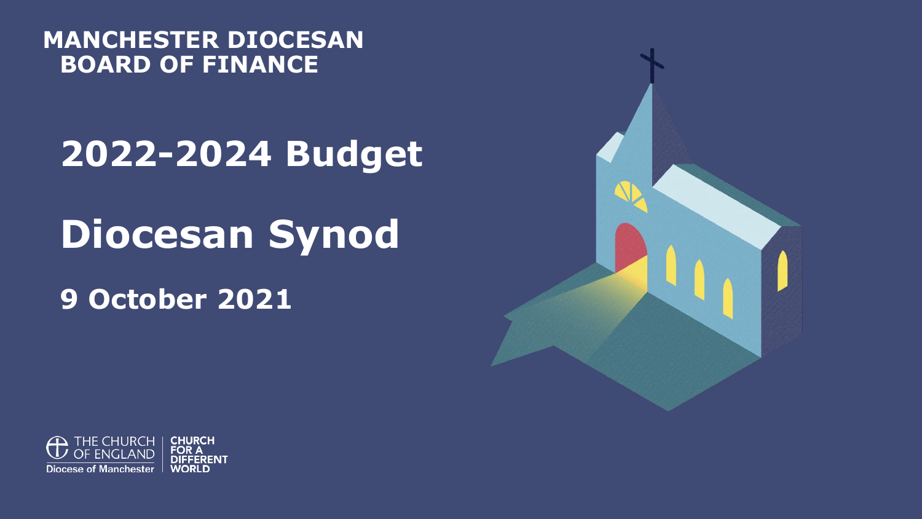# MANCHESTER DIOCESAN BOARD OF FINANCE

## 2022-2024 Budget

## Diocesan Synod

**9 October 2021**

THE CHURCH OF ENGLAND
Diocese of Manchester

CHURCH FOR A DIFFERENT WORLD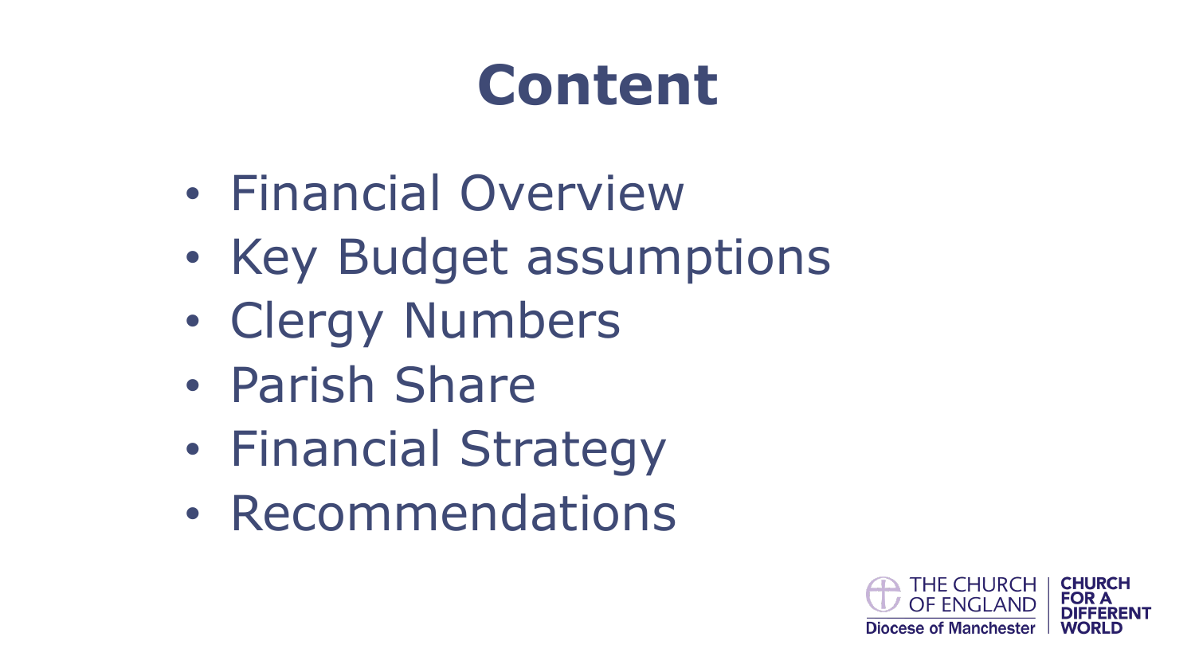# Content

- Financial Overview
- Key Budget assumptions
- Clergy Numbers
- Parish Share
- Financial Strategy
- Recommendations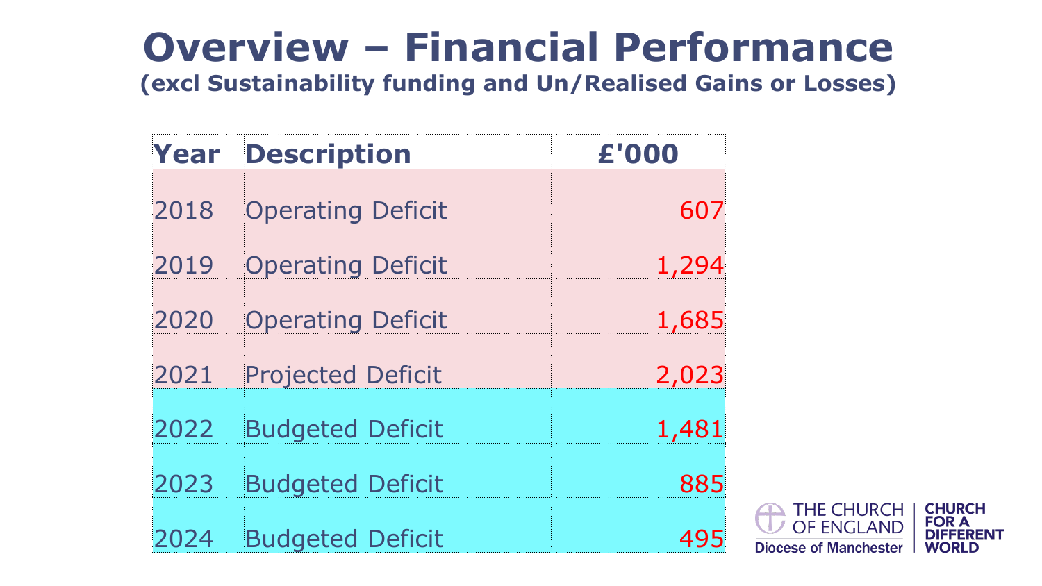# Overview – Financial Performance

**(excl Sustainability funding and Un/Realised Gains or Losses)**

| Year | Description | £'000 |
|---|---|---:|
| 2018 | Operating Deficit | 607 |
| 2019 | Operating Deficit | 1,294 |
| 2020 | Operating Deficit | 1,685 |
| 2021 | Projected Deficit | 2,023 |
| 2022 | Budgeted Deficit | 1,481 |
| 2023 | Budgeted Deficit | 885 |
| 2024 | Budgeted Deficit | 495 |

THE CHURCH OF ENGLAND
Diocese of Manchester

CHURCH FOR A DIFFERENT WORLD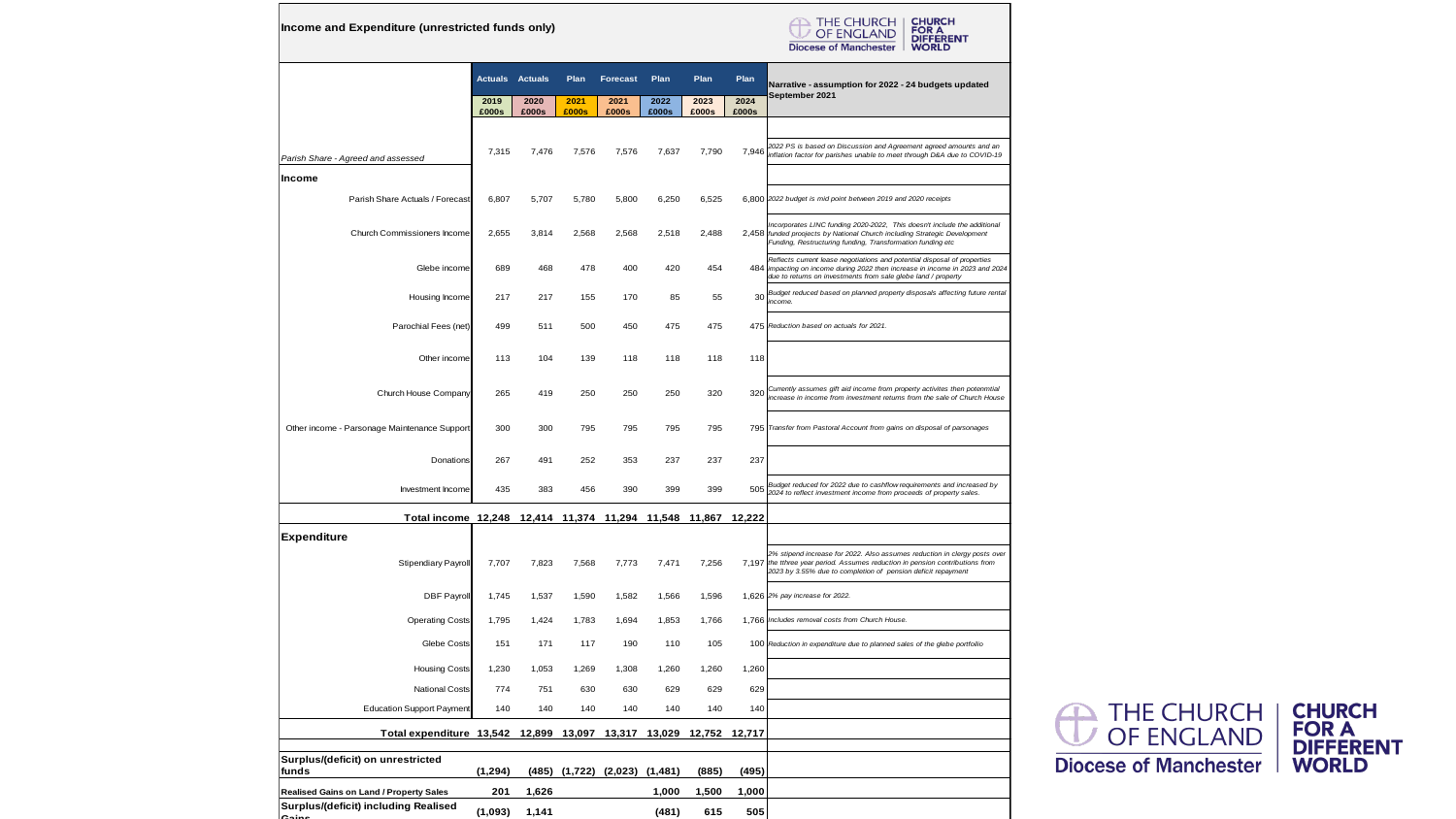## Income and Expenditure (unrestricted funds only)

|  | Actuals 2019 £000s | Actuals 2020 £000s | Plan 2021 £000s | Forecast 2021 £000s | Plan 2022 £000s | Plan 2023 £000s | Plan 2024 £000s | Narrative - assumption for 2022 - 24 budgets updated September 2021 |
|---|---|---|---|---|---|---|---|---|
| *Parish Share - Agreed and assessed* | 7,315 | 7,476 | 7,576 | 7,576 | 7,637 | 7,790 | 7,946 | *2022 PS is based on Discussion and Agreement agreed amounts and an inflation factor for parishes unable to meet through D&A due to COVID-19* |
| **Income** | | | | | | | | |
| Parish Share Actuals / Forecast | 6,807 | 5,707 | 5,780 | 5,800 | 6,250 | 6,525 | 6,800 | *2022 budget is mid point between 2019 and 2020 receipts* |
| Church Commissioners Income | 2,655 | 3,814 | 2,568 | 2,568 | 2,518 | 2,488 | 2,458 | *Incorporates LINC funding 2020-2022, This doesn't include the additional funded proojects by National Church including Strategic Development Funding, Restructuring funding, Transformation funding etc* |
| Glebe income | 689 | 468 | 478 | 400 | 420 | 454 | 484 | *Reflects current lease negotiations and potential disposal of properties impacting on income during 2022 then increase in income in 2023 and 2024 due to returns on investments from sale glebe land / property* |
| Housing Income | 217 | 217 | 155 | 170 | 85 | 55 | 30 | *Budget reduced based on planned property disposals affecting future rental income.* |
| Parochial Fees (net) | 499 | 511 | 500 | 450 | 475 | 475 | 475 | *Reduction based on actuals for 2021.* |
| Other income | 113 | 104 | 139 | 118 | 118 | 118 | 118 | |
| Church House Company | 265 | 419 | 250 | 250 | 250 | 320 | 320 | *Currently assumes gift aid income from property activites then potenmtial increase in income from investment returns from the sale of Church House* |
| Other income - Parsonage Maintenance Support | 300 | 300 | 795 | 795 | 795 | 795 | 795 | *Transfer from Pastoral Account from gains on disposal of parsonages* |
| Donations | 267 | 491 | 252 | 353 | 237 | 237 | 237 | |
| Investment Income | 435 | 383 | 456 | 390 | 399 | 399 | 505 | *Budget reduced for 2022 due to cashflow requirements and increased by 2024 to reflect investment income from proceeds of property sales.* |
| **Total income** | **12,248** | **12,414** | **11,374** | **11,294** | **11,548** | **11,867** | **12,222** | |
| **Expenditure** | | | | | | | | |
| Stipendiary Payroll | 7,707 | 7,823 | 7,568 | 7,773 | 7,471 | 7,256 | 7,197 | *2% stipend increase for 2022. Also assumes reduction in clergy posts over the tthree year period. Assumes reduction in pension contributions from 2023 by 3.55% due to completion of pension deficit repayment* |
| DBF Payroll | 1,745 | 1,537 | 1,590 | 1,582 | 1,566 | 1,596 | 1,626 | *2% pay increase for 2022.* |
| Operating Costs | 1,795 | 1,424 | 1,783 | 1,694 | 1,853 | 1,766 | 1,766 | *Includes removal costs from Church House.* |
| Glebe Costs | 151 | 171 | 117 | 190 | 110 | 105 | 100 | *Reduction in expenditure due to planned sales of the glebe portfolio* |
| Housing Costs | 1,230 | 1,053 | 1,269 | 1,308 | 1,260 | 1,260 | 1,260 | |
| National Costs | 774 | 751 | 630 | 630 | 629 | 629 | 629 | |
| Education Support Payment | 140 | 140 | 140 | 140 | 140 | 140 | 140 | |
| **Total expenditure** | **13,542** | **12,899** | **13,097** | **13,317** | **13,029** | **12,752** | **12,717** | |
| **Surplus/(deficit) on unrestricted funds** | **(1,294)** | **(485)** | **(1,722)** | **(2,023)** | **(1,481)** | **(885)** | **(495)** | |
| **Realised Gains on Land / Property Sales** | **201** | **1,626** | | | **1,000** | **1,500** | **1,000** | |
| **Surplus/(deficit) including Realised Gains** | **(1,093)** | **1,141** | | | **(481)** | **615** | **505** | |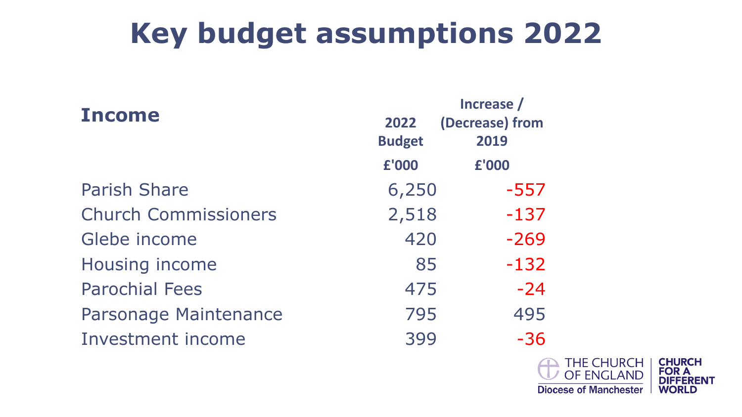# Key budget assumptions 2022

| Income | 2022 Budget | Increase / (Decrease) from 2019 |
| --- | --- | --- |
| | £'000 | £'000 |
| Parish Share | 6,250 | -557 |
| Church Commissioners | 2,518 | -137 |
| Glebe income | 420 | -269 |
| Housing income | 85 | -132 |
| Parochial Fees | 475 | -24 |
| Parsonage Maintenance | 795 | 495 |
| Investment income | 399 | -36 |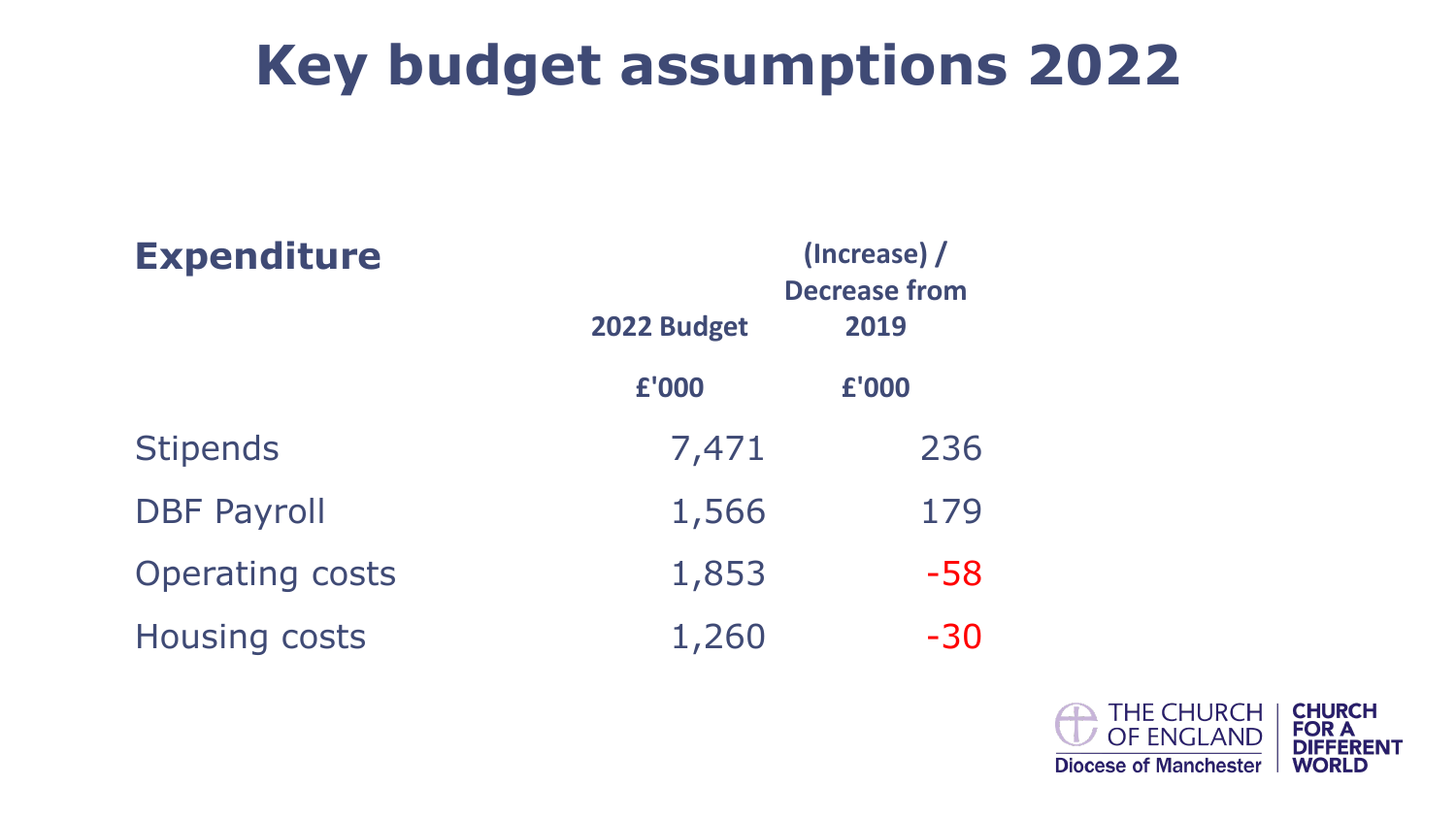# Key budget assumptions 2022

| Expenditure | 2022 Budget | (Increase) / Decrease from 2019 |
|---|---|---|
| | £'000 | £'000 |
| Stipends | 7,471 | 236 |
| DBF Payroll | 1,566 | 179 |
| Operating costs | 1,853 | -58 |
| Housing costs | 1,260 | -30 |

THE CHURCH OF ENGLAND
Diocese of Manchester

CHURCH FOR A DIFFERENT WORLD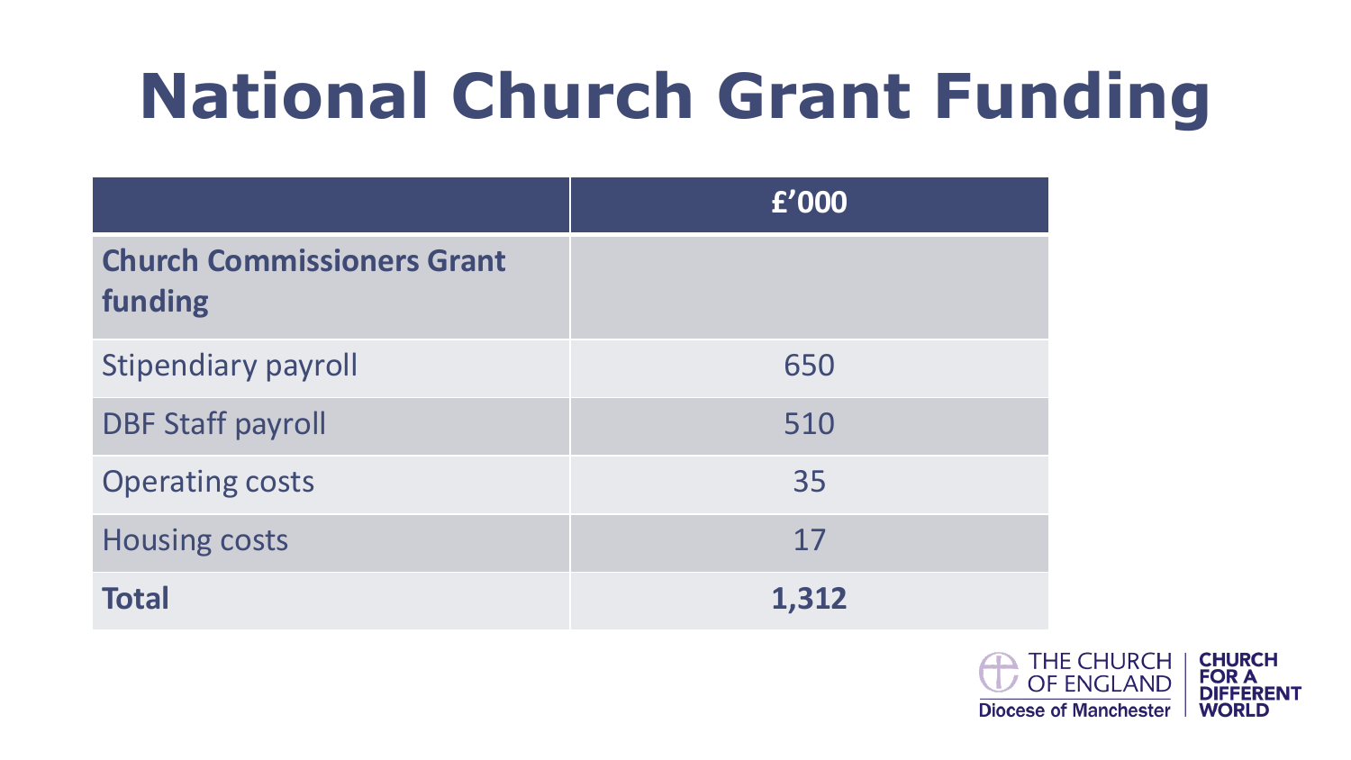# National Church Grant Funding

| | £'000 |
|---|---|
| **Church Commissioners Grant funding** | |
| Stipendiary payroll | 650 |
| DBF Staff payroll | 510 |
| Operating costs | 35 |
| Housing costs | 17 |
| **Total** | **1,312** |

THE CHURCH OF ENGLAND
Diocese of Manchester

CHURCH FOR A DIFFERENT WORLD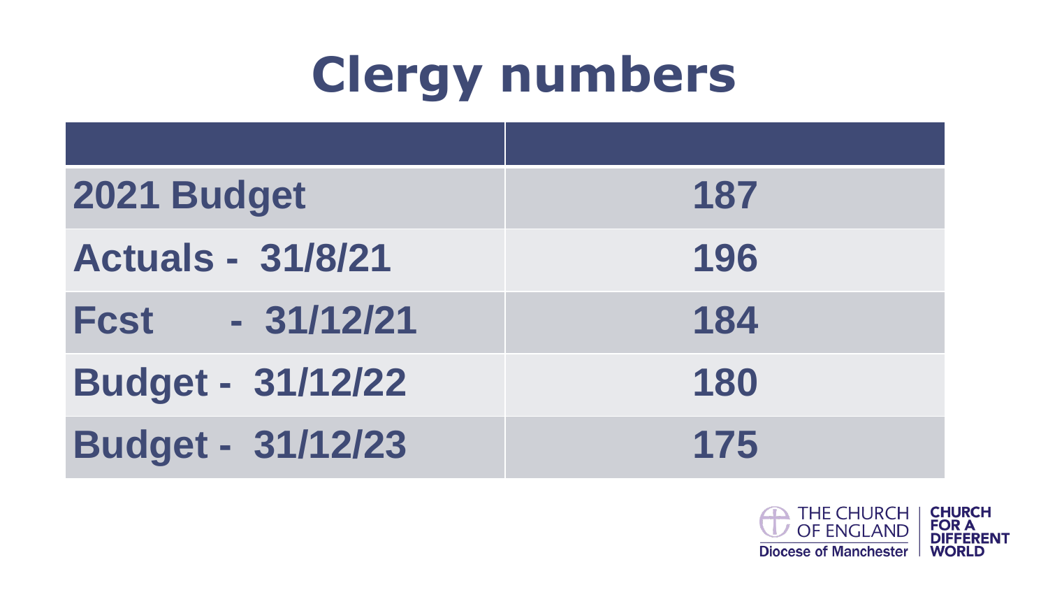# Clergy numbers

| | |
|---|---|
| 2021 Budget | 187 |
| Actuals - 31/8/21 | 196 |
| Fcst - 31/12/21 | 184 |
| Budget - 31/12/22 | 180 |
| Budget - 31/12/23 | 175 |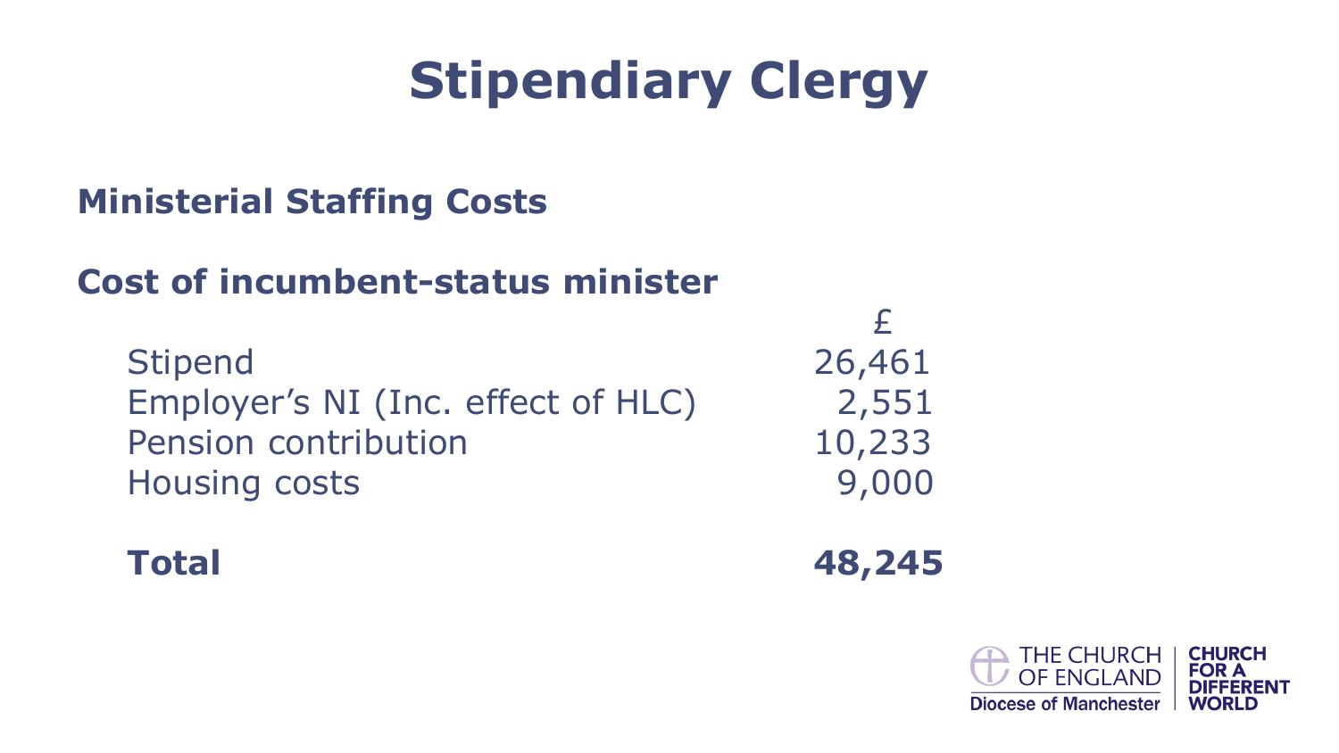# Stipendiary Clergy

**Ministerial Staffing Costs**

**Cost of incumbent-status minister**

| | £ |
|---|---|
| Stipend | 26,461 |
| Employer’s NI (Inc. effect of HLC) | 2,551 |
| Pension contribution | 10,233 |
| Housing costs | 9,000 |
| **Total** | **48,245** |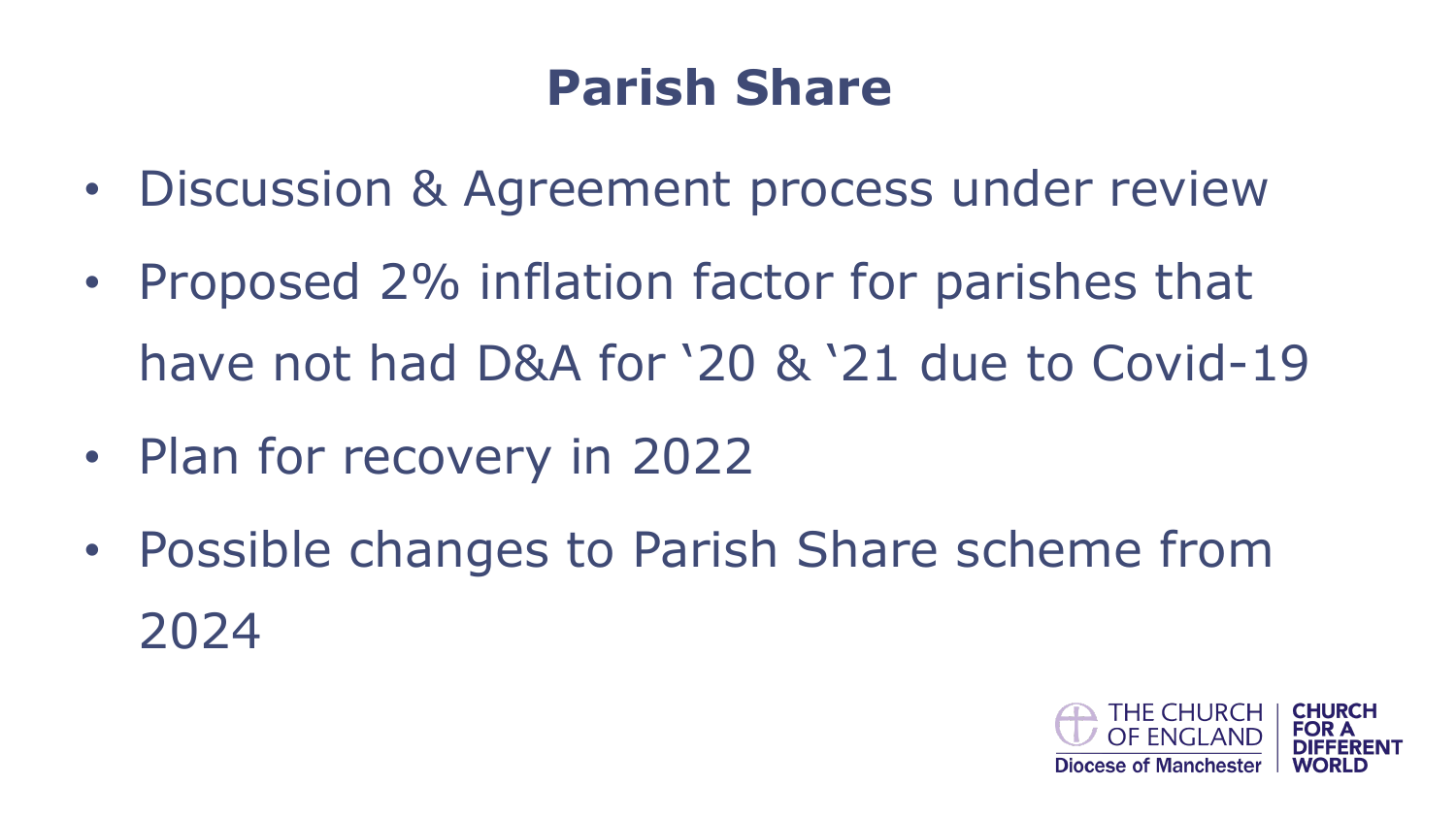# Parish Share

- Discussion & Agreement process under review
- Proposed 2% inflation factor for parishes that have not had D&A for ‘20 & ‘21 due to Covid-19
- Plan for recovery in 2022
- Possible changes to Parish Share scheme from 2024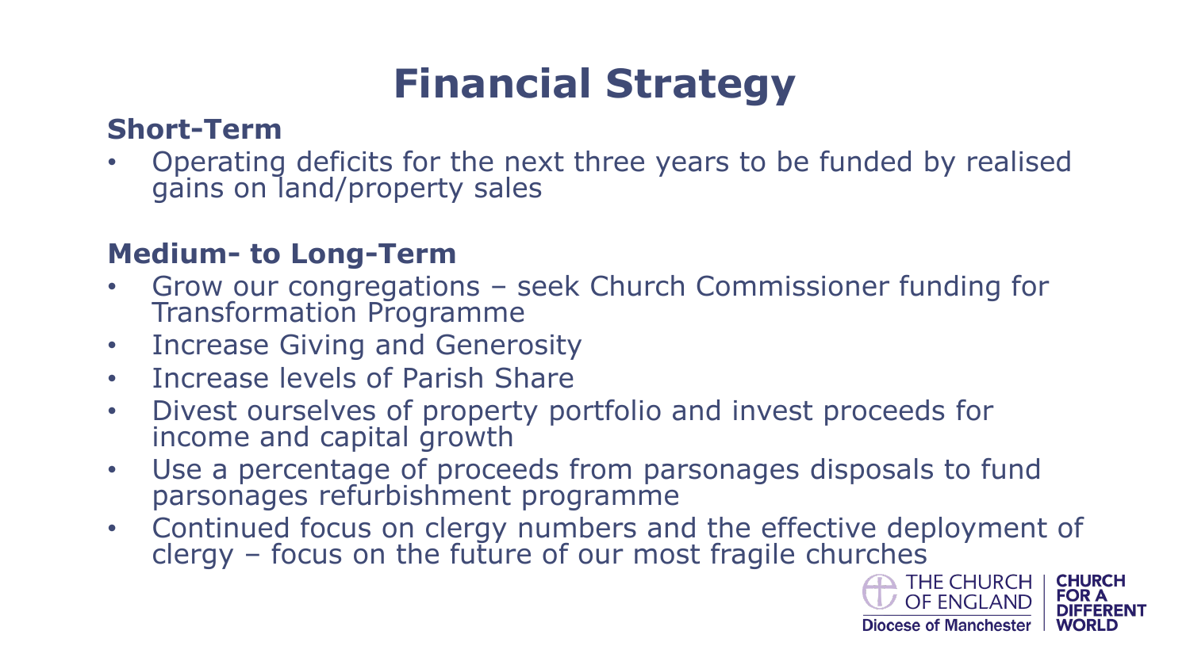# Financial Strategy

### Short-Term

- Operating deficits for the next three years to be funded by realised gains on land/property sales

### Medium- to Long-Term

- Grow our congregations – seek Church Commissioner funding for Transformation Programme
- Increase Giving and Generosity
- Increase levels of Parish Share
- Divest ourselves of property portfolio and invest proceeds for income and capital growth
- Use a percentage of proceeds from parsonages disposals to fund parsonages refurbishment programme
- Continued focus on clergy numbers and the effective deployment of clergy – focus on the future of our most fragile churches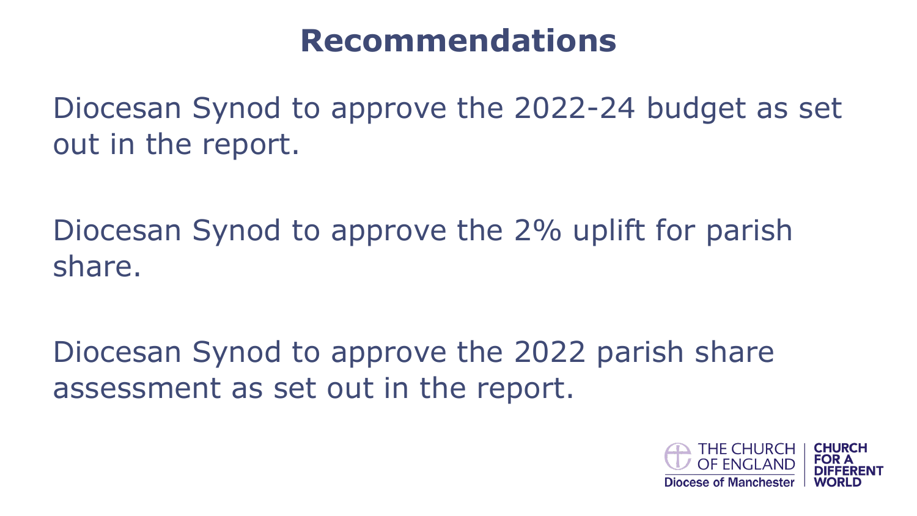# Recommendations

Diocesan Synod to approve the 2022-24 budget as set out in the report.

Diocesan Synod to approve the 2% uplift for parish share.

Diocesan Synod to approve the 2022 parish share assessment as set out in the report.

THE CHURCH OF ENGLAND
Diocese of Manchester

CHURCH FOR A DIFFERENT WORLD